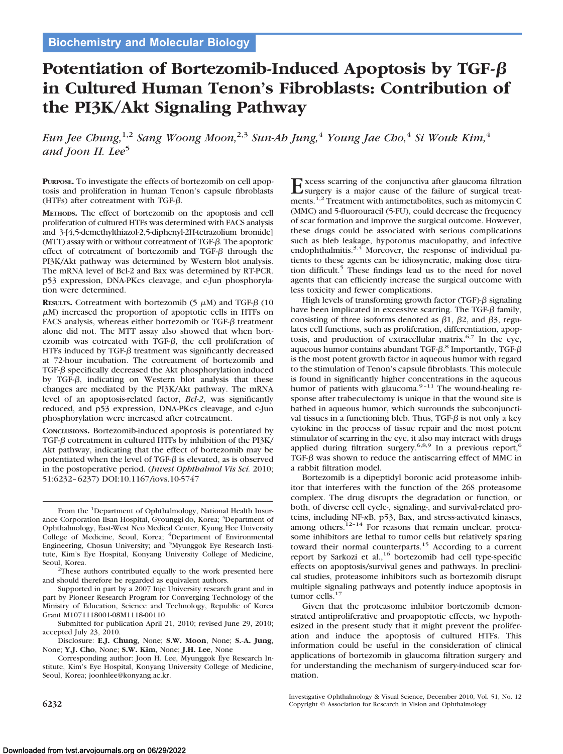Biochemistry and Molecular Biology

# Potentiation of Bortezomib-Induced Apoptosis by TGF-$\beta$ in Cultured Human Tenon's Fibroblasts: Contribution of the PI3K/Akt Signaling Pathway

*Eun Jee Chung,[1,2] Sang Woong Moon,[2,3] Sun-Ah Jung,[4] Young Jae Cho,[4] Si Wouk Kim,[4] and Joon H. Lee[5]*

**Purpose.** To investigate the effects of bortezomib on cell apoptosis and proliferation in human Tenon's capsule fibroblasts (HTFs) after cotreatment with TGF-$\beta$.

**Methods.** The effect of bortezomib on the apoptosis and cell proliferation of cultured HTFs was determined with FACS analysis and 3-[4,5-demethylthiazol-2,5-diphenyl-2H-tetrazolium bromide] (MTT) assay with or without cotreatment of TGF-$\beta$. The apoptotic effect of cotreatment of bortezomib and TGF-$\beta$ through the PI3K/Akt pathway was determined by Western blot analysis. The mRNA level of Bcl-2 and Bax was determined by RT-PCR. p53 expression, DNA-PKcs cleavage, and c-Jun phosphorylation were determined.

**Results.** Cotreatment with bortezomib (5 $\mu$M) and TGF-$\beta$ (10 $\mu$M) increased the proportion of apoptotic cells in HTFs on FACS analysis, whereas either bortezomib or TGF-$\beta$ treatment alone did not. The MTT assay also showed that when bortezomib was cotreated with TGF-$\beta$, the cell proliferation of HTFs induced by TGF-$\beta$ treatment was significantly decreased at 72-hour incubation. The cotreatment of bortezomib and TGF-$\beta$ specifically decreased the Akt phosphorylation induced by TGF-$\beta$, indicating on Western blot analysis that these changes are mediated by the PI3K/Akt pathway. The mRNA level of an apoptosis-related factor, *Bcl-2*, was significantly reduced, and p53 expression, DNA-PKcs cleavage, and c-Jun phosphorylation were increased after cotreatment.

**Conclusions.** Bortezomib-induced apoptosis is potentiated by TGF-$\beta$ cotreatment in cultured HTFs by inhibition of the PI3K/Akt pathway, indicating that the effect of bortezomib may be potentiated when the level of TGF-$\beta$ is elevated, as is observed in the postoperative period. (*Invest Ophthalmol Vis Sci.* 2010;51:6232–6237) DOI:10.1167/iovs.10-5747

From the [1]Department of Ophthalmology, National Health Insurance Corporation Ilsan Hospital, Gyounggi-do, Korea; [3]Department of Ophthalmology, East-West Neo Medical Center, Kyung Hee University College of Medicine, Seoul, Korea; [4]Department of Environmental Engineering, Chosun University; and [5]Myunggok Eye Research Institute, Kim's Eye Hospital, Konyang University College of Medicine, Seoul, Korea.

[2]These authors contributed equally to the work presented here and should therefore be regarded as equivalent authors.

Supported in part by a 2007 Inje University research grant and in part by Pioneer Research Program for Converging Technology of the Ministry of Education, Science and Technology, Republic of Korea Grant M1071118001-08M1118-00110.

Submitted for publication April 21, 2010; revised June 29, 2010; accepted July 23, 2010.

Disclosure: **E.J. Chung**, None; **S.W. Moon**, None; **S.-A. Jung**, None; **Y.J. Cho**, None; **S.W. Kim**, None; **J.H. Lee**, None

Corresponding author: Joon H. Lee, Myunggok Eye Research Institute, Kim's Eye Hospital, Konyang University College of Medicine, Seoul, Korea; joonhlee@konyang.ac.kr.

Excess scarring of the conjunctiva after glaucoma filtration surgery is a major cause of the failure of surgical treatments.[1,2] Treatment with antimetabolites, such as mitomycin C (MMC) and 5-fluorouracil (5-FU), could decrease the frequency of scar formation and improve the surgical outcome. However, these drugs could be associated with serious complications such as bleb leakage, hypotonus maculopathy, and infective endophthalmitis.[3,4] Moreover, the response of individual patients to these agents can be idiosyncratic, making dose titration difficult.[5] These findings lead us to the need for novel agents that can efficiently increase the surgical outcome with less toxicity and fewer complications.

High levels of transforming growth factor (TGF)-$\beta$ signaling have been implicated in excessive scarring. The TGF-$\beta$ family, consisting of three isoforms denoted as $\beta$1, $\beta$2, and $\beta$3, regulates cell functions, such as proliferation, differentiation, apoptosis, and production of extracellular matrix.[6,7] In the eye, aqueous humor contains abundant TGF-$\beta$.[8] Importantly, TGF-$\beta$ is the most potent growth factor in aqueous humor with regard to the stimulation of Tenon's capsule fibroblasts. This molecule is found in significantly higher concentrations in the aqueous humor of patients with glaucoma.[9–11] The wound-healing response after trabeculectomy is unique in that the wound site is bathed in aqueous humor, which surrounds the subconjunctival tissues in a functioning bleb. Thus, TGF-$\beta$ is not only a key cytokine in the process of tissue repair and the most potent stimulator of scarring in the eye, it also may interact with drugs applied during filtration surgery.[6,8,9] In a previous report,[6] TGF-$\beta$ was shown to reduce the antiscarring effect of MMC in a rabbit filtration model.

Bortezomib is a dipeptidyl boronic acid proteasome inhibitor that interferes with the function of the 26S proteasome complex. The drug disrupts the degradation or function, or both, of diverse cell cycle-, signaling-, and survival-related proteins, including NF-$\kappa$B, p53, Bax, and stress-activated kinases, among others.[12–14] For reasons that remain unclear, proteasome inhibitors are lethal to tumor cells but relatively sparing toward their normal counterparts.[15] According to a current report by Sarkozi et al.,[16] bortezomib had cell type-specific effects on apoptosis/survival genes and pathways. In preclinical studies, proteasome inhibitors such as bortezomib disrupt multiple signaling pathways and potently induce apoptosis in tumor cells.[17]

Given that the proteasome inhibitor bortezomib demonstrated antiproliferative and proapoptotic effects, we hypothesized in the present study that it might prevent the proliferation and induce the apoptosis of cultured HTFs. This information could be useful in the consideration of clinical applications of bortezomib in glaucoma filtration surgery and for understanding the mechanism of surgery-induced scar formation.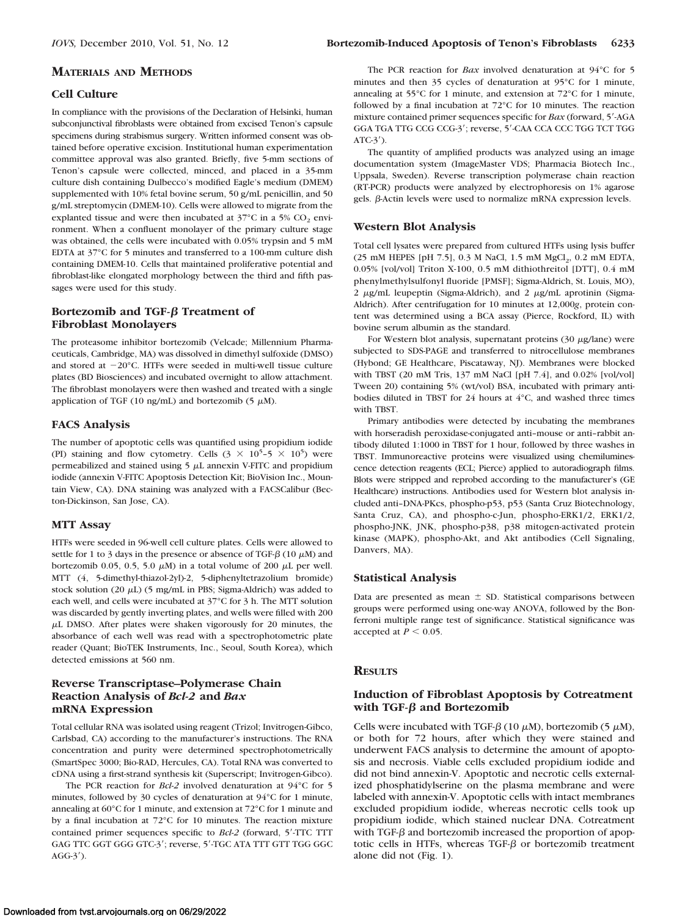## MATERIALS AND METHODS

### Cell Culture

In compliance with the provisions of the Declaration of Helsinki, human subconjunctival fibroblasts were obtained from excised Tenon's capsule specimens during strabismus surgery. Written informed consent was obtained before operative excision. Institutional human experimentation committee approval was also granted. Briefly, five 5-mm sections of Tenon's capsule were collected, minced, and placed in a 35-mm culture dish containing Dulbecco's modified Eagle's medium (DMEM) supplemented with 10% fetal bovine serum, 50 g/mL penicillin, and 50 g/mL streptomycin (DMEM-10). Cells were allowed to migrate from the explanted tissue and were then incubated at 37°C in a 5% $CO_2$ environment. When a confluent monolayer of the primary culture stage was obtained, the cells were incubated with 0.05% trypsin and 5 mM EDTA at 37°C for 5 minutes and transferred to a 100-mm culture dish containing DMEM-10. Cells that maintained proliferative potential and fibroblast-like elongated morphology between the third and fifth passages were used for this study.

### Bortezomib and TGF-β Treatment of Fibroblast Monolayers

The proteasome inhibitor bortezomib (Velcade; Millennium Pharmaceuticals, Cambridge, MA) was dissolved in dimethyl sulfoxide (DMSO) and stored at −20°C. HTFs were seeded in multi-well tissue culture plates (BD Biosciences) and incubated overnight to allow attachment. The fibroblast monolayers were then washed and treated with a single application of TGF (10 ng/mL) and bortezomib (5 μM).

### FACS Analysis

The number of apoptotic cells was quantified using propidium iodide (PI) staining and flow cytometry. Cells ($3 \times 10^5$–$5 \times 10^5$) were permeabilized and stained using 5 μL annexin V-FITC and propidium iodide (annexin V-FITC Apoptosis Detection Kit; BioVision Inc., Mountain View, CA). DNA staining was analyzed with a FACSCalibur (Becton-Dickinson, San Jose, CA).

### MTT Assay

HTFs were seeded in 96-well cell culture plates. Cells were allowed to settle for 1 to 3 days in the presence or absence of TGF-β (10 μM) and bortezomib 0.05, 0.5, 5.0 μM) in a total volume of 200 μL per well. MTT (4, 5-dimethyl-thiazol-2yl)-2, 5-diphenyltetrazolium bromide) stock solution (20 μL) (5 mg/mL in PBS; Sigma-Aldrich) was added to each well, and cells were incubated at 37°C for 3 h. The MTT solution was discarded by gently inverting plates, and wells were filled with 200 μL DMSO. After plates were shaken vigorously for 20 minutes, the absorbance of each well was read with a spectrophotometric plate reader (Quant; BioTEK Instruments, Inc., Seoul, South Korea), which detected emissions at 560 nm.

### Reverse Transcriptase–Polymerase Chain Reaction Analysis of *Bcl-2* and *Bax* mRNA Expression

Total cellular RNA was isolated using reagent (Trizol; Invitrogen-Gibco, Carlsbad, CA) according to the manufacturer's instructions. The RNA concentration and purity were determined spectrophotometrically (SmartSpec 3000; Bio-RAD, Hercules, CA). Total RNA was converted to cDNA using a first-strand synthesis kit (Superscript; Invitrogen-Gibco).

The PCR reaction for *Bcl-2* involved denaturation at 94°C for 5 minutes, followed by 30 cycles of denaturation at 94°C for 1 minute, annealing at 60°C for 1 minute, and extension at 72°C for 1 minute and by a final incubation at 72°C for 10 minutes. The reaction mixture contained primer sequences specific to *Bcl-2* (forward, 5′-TTC TTT GAG TTC GGT GGG GTC-3′; reverse, 5′-TGC ATA TTT GTT TGG GGC AGG-3′).

The PCR reaction for *Bax* involved denaturation at 94°C for 5 minutes and then 35 cycles of denaturation at 95°C for 1 minute, annealing at 55°C for 1 minute, and extension at 72°C for 1 minute, followed by a final incubation at 72°C for 10 minutes. The reaction mixture contained primer sequences specific for *Bax* (forward, 5′-AGA GGA TGA TTG CCG CCG-3′; reverse, 5′-CAA CCA CCC TGG TCT TGG ATC-3′).

The quantity of amplified products was analyzed using an image documentation system (ImageMaster VDS; Pharmacia Biotech Inc., Uppsala, Sweden). Reverse transcription polymerase chain reaction (RT-PCR) products were analyzed by electrophoresis on 1% agarose gels. β-Actin levels were used to normalize mRNA expression levels.

### Western Blot Analysis

Total cell lysates were prepared from cultured HTFs using lysis buffer (25 mM HEPES [pH 7.5], 0.3 M NaCl, 1.5 mM $MgCl_2$, 0.2 mM EDTA, 0.05% [vol/vol] Triton X-100, 0.5 mM dithiothreitol [DTT], 0.4 mM phenylmethylsulfonyl fluoride [PMSF]; Sigma-Aldrich, St. Louis, MO), 2 μg/mL leupeptin (Sigma-Aldrich), and 2 μg/mL aprotinin (Sigma-Aldrich). After centrifugation for 10 minutes at 12,000*g*, protein content was determined using a BCA assay (Pierce, Rockford, IL) with bovine serum albumin as the standard.

For Western blot analysis, supernatant proteins (30 μg/lane) were subjected to SDS-PAGE and transferred to nitrocellulose membranes (Hybond; GE Healthcare, Piscataway, NJ). Membranes were blocked with TBST (20 mM Tris, 137 mM NaCl [pH 7.4], and 0.02% [vol/vol] Tween 20) containing 5% (wt/vol) BSA, incubated with primary antibodies diluted in TBST for 24 hours at 4°C, and washed three times with TBST.

Primary antibodies were detected by incubating the membranes with horseradish peroxidase-conjugated anti–mouse or anti–rabbit antibody diluted 1:1000 in TBST for 1 hour, followed by three washes in TBST. Immunoreactive proteins were visualized using chemiluminescence detection reagents (ECL; Pierce) applied to autoradiograph films. Blots were stripped and reprobed according to the manufacturer's (GE Healthcare) instructions. Antibodies used for Western blot analysis included anti–DNA-PKcs, phospho-p53, p53 (Santa Cruz Biotechnology, Santa Cruz, CA), and phospho-c-Jun, phospho-ERK1/2, ERK1/2, phospho-JNK, JNK, phospho-p38, p38 mitogen-activated protein kinase (MAPK), phospho-Akt, and Akt antibodies (Cell Signaling, Danvers, MA).

### Statistical Analysis

Data are presented as mean ± SD. Statistical comparisons between groups were performed using one-way ANOVA, followed by the Bonferroni multiple range test of significance. Statistical significance was accepted at $P < 0.05$.

## RESULTS

### Induction of Fibroblast Apoptosis by Cotreatment with TGF-β and Bortezomib

Cells were incubated with TGF-β (10 μM), bortezomib (5 μM), or both for 72 hours, after which they were stained and underwent FACS analysis to determine the amount of apoptosis and necrosis. Viable cells excluded propidium iodide and did not bind annexin-V. Apoptotic and necrotic cells externalized phosphatidylserine on the plasma membrane and were labeled with annexin-V. Apoptotic cells with intact membranes excluded propidium iodide, whereas necrotic cells took up propidium iodide, which stained nuclear DNA. Cotreatment with TGF-β and bortezomib increased the proportion of apoptotic cells in HTFs, whereas TGF-β or bortezomib treatment alone did not (Fig. 1).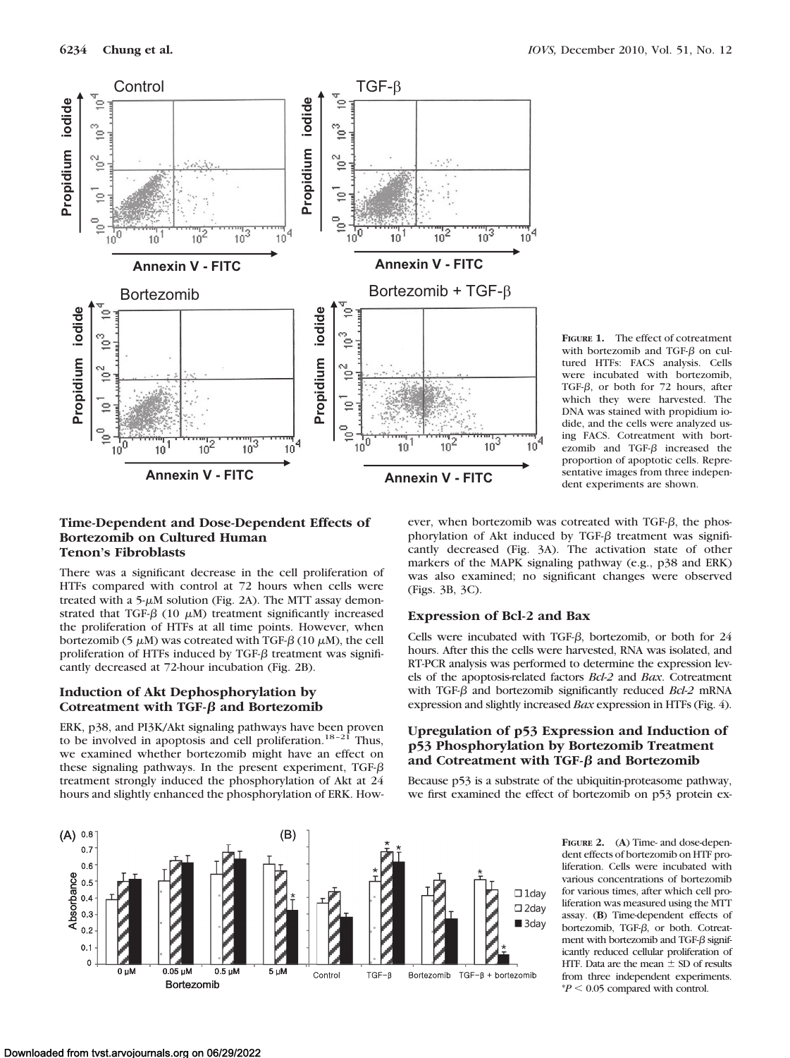**FIGURE 1.** The effect of cotreatment with bortezomib and TGF-β on cultured HTFs: FACS analysis. Cells were incubated with bortezomib, TGF-β, or both for 72 hours, after which they were harvested. The DNA was stained with propidium iodide, and the cells were analyzed using FACS. Cotreatment with bortezomib and TGF-β increased the proportion of apoptotic cells. Representative images from three independent experiments are shown.

### Time-Dependent and Dose-Dependent Effects of Bortezomib on Cultured Human Tenon's Fibroblasts

There was a significant decrease in the cell proliferation of HTFs compared with control at 72 hours when cells were treated with a 5-μM solution (Fig. 2A). The MTT assay demonstrated that TGF-β (10 μM) treatment significantly increased the proliferation of HTFs at all time points. However, when bortezomib (5 μM) was cotreated with TGF-β (10 μM), the cell proliferation of HTFs induced by TGF-β treatment was significantly decreased at 72-hour incubation (Fig. 2B).

### Induction of Akt Dephosphorylation by Cotreatment with TGF-β and Bortezomib

ERK, p38, and PI3K/Akt signaling pathways have been proven to be involved in apoptosis and cell proliferation.[18–21] Thus, we examined whether bortezomib might have an effect on these signaling pathways. In the present experiment, TGF-β treatment strongly induced the phosphorylation of Akt at 24 hours and slightly enhanced the phosphorylation of ERK. However, when bortezomib was cotreated with TGF-β, the phosphorylation of Akt induced by TGF-β treatment was significantly decreased (Fig. 3A). The activation state of other markers of the MAPK signaling pathway (e.g., p38 and ERK) was also examined; no significant changes were observed (Figs. 3B, 3C).

### Expression of Bcl-2 and Bax

Cells were incubated with TGF-β, bortezomib, or both for 24 hours. After this the cells were harvested, RNA was isolated, and RT-PCR analysis was performed to determine the expression levels of the apoptosis-related factors *Bcl-2* and *Bax*. Cotreatment with TGF-β and bortezomib significantly reduced *Bcl-2* mRNA expression and slightly increased *Bax* expression in HTFs (Fig. 4).

### Upregulation of p53 Expression and Induction of p53 Phosphorylation by Bortezomib Treatment and Cotreatment with TGF-β and Bortezomib

Because p53 is a substrate of the ubiquitin-proteasome pathway, we first examined the effect of bortezomib on p53 protein ex-

**FIGURE 2.** (**A**) Time- and dose-dependent effects of bortezomib on HTF proliferation. Cells were incubated with various concentrations of bortezomib for various times, after which cell proliferation was measured using the MTT assay. (**B**) Time-dependent effects of bortezomib, TGF-β, or both. Cotreatment with bortezomib and TGF-β significantly reduced cellular proliferation of HTF. Data are the mean ± SD of results from three independent experiments. *$P < 0.05$ compared with control.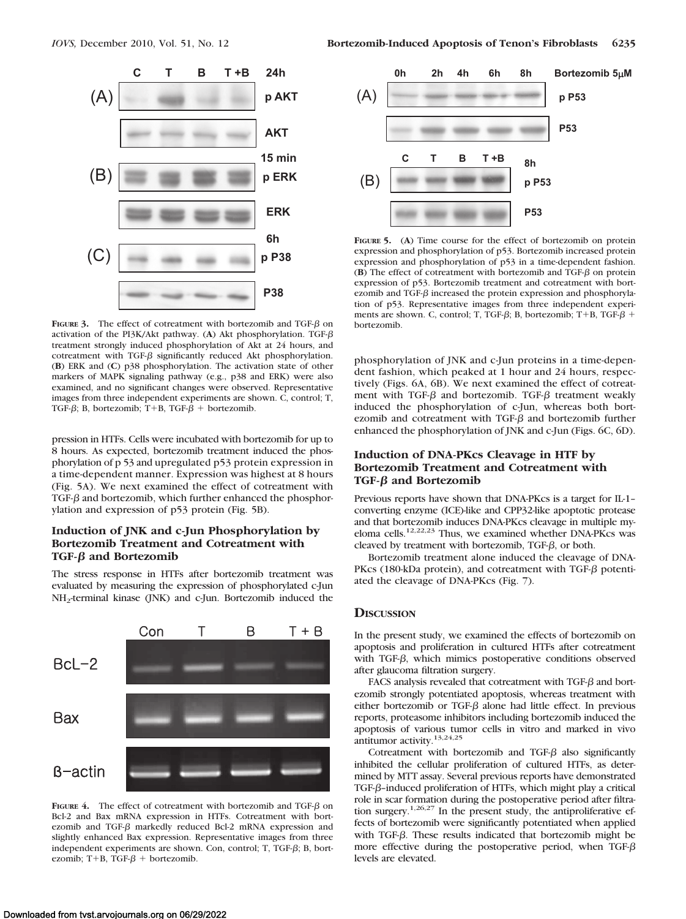**Figure 3.** The effect of cotreatment with bortezomib and TGF-β on activation of the PI3K/Akt pathway. (**A**) Akt phosphorylation. TGF-β treatment strongly induced phosphorylation of Akt at 24 hours, and cotreatment with TGF-β significantly reduced Akt phosphorylation. (**B**) ERK and (**C**) p38 phosphorylation. The activation state of other markers of MAPK signaling pathway (e.g., p38 and ERK) were also examined, and no significant changes were observed. Representative images from three independent experiments are shown. C, control; T, TGF-β; B, bortezomib; T+B, TGF-β + bortezomib.

pression in HTFs. Cells were incubated with bortezomib for up to 8 hours. As expected, bortezomib treatment induced the phosphorylation of p 53 and upregulated p53 protein expression in a time-dependent manner. Expression was highest at 8 hours (Fig. 5A). We next examined the effect of cotreatment with TGF-β and bortezomib, which further enhanced the phosphorylation and expression of p53 protein (Fig. 5B).

### Induction of JNK and c-Jun Phosphorylation by Bortezomib Treatment and Cotreatment with TGF-β and Bortezomib

The stress response in HTFs after bortezomib treatment was evaluated by measuring the expression of phosphorylated c-Jun $NH_2$-terminal kinase (JNK) and c-Jun. Bortezomib induced the

**Figure 4.** The effect of cotreatment with bortezomib and TGF-β on Bcl-2 and Bax mRNA expression in HTFs. Cotreatment with bortezomib and TGF-β markedly reduced Bcl-2 mRNA expression and slightly enhanced Bax expression. Representative images from three independent experiments are shown. Con, control; T, TGF-β; B, bortezomib; T+B, TGF-β + bortezomib.

**Figure 5.** (**A**) Time course for the effect of bortezomib on protein expression and phosphorylation of p53. Bortezomib increased protein expression and phosphorylation of p53 in a time-dependent fashion. (**B**) The effect of cotreatment with bortezomib and TGF-β on protein expression of p53. Bortezomib treatment and cotreatment with bortezomib and TGF-β increased the protein expression and phosphorylation of p53. Representative images from three independent experiments are shown. C, control; T, TGF-β; B, bortezomib; T+B, TGF-β + bortezomib.

phosphorylation of JNK and c-Jun proteins in a time-dependent fashion, which peaked at 1 hour and 24 hours, respectively (Figs. 6A, 6B). We next examined the effect of cotreatment with TGF-β and bortezomib. TGF-β treatment weakly induced the phosphorylation of c-Jun, whereas both bortezomib and cotreatment with TGF-β and bortezomib further enhanced the phosphorylation of JNK and c-Jun (Figs. 6C, 6D).

### Induction of DNA-PKcs Cleavage in HTF by Bortezomib Treatment and Cotreatment with TGF-β and Bortezomib

Previous reports have shown that DNA-PKcs is a target for IL-1–converting enzyme (ICE)-like and CPP32-like apoptotic protease and that bortezomib induces DNA-PKcs cleavage in multiple myeloma cells.[12,22,23] Thus, we examined whether DNA-PKcs was cleaved by treatment with bortezomib, TGF-β, or both.

Bortezomib treatment alone induced the cleavage of DNA-PKcs (180-kDa protein), and cotreatment with TGF-β potentiated the cleavage of DNA-PKcs (Fig. 7).

## Discussion

In the present study, we examined the effects of bortezomib on apoptosis and proliferation in cultured HTFs after cotreatment with TGF-β, which mimics postoperative conditions observed after glaucoma filtration surgery.

FACS analysis revealed that cotreatment with TGF-β and bortezomib strongly potentiated apoptosis, whereas treatment with either bortezomib or TGF-β alone had little effect. In previous reports, proteasome inhibitors including bortezomib induced the apoptosis of various tumor cells in vitro and marked in vivo antitumor activity.[13,24,25]

Cotreatment with bortezomib and TGF-β also significantly inhibited the cellular proliferation of cultured HTFs, as determined by MTT assay. Several previous reports have demonstrated TGF-β–induced proliferation of HTFs, which might play a critical role in scar formation during the postoperative period after filtration surgery.[1,26,27] In the present study, the antiproliferative effects of bortezomib were significantly potentiated when applied with TGF-β. These results indicated that bortezomib might be more effective during the postoperative period, when TGF-β levels are elevated.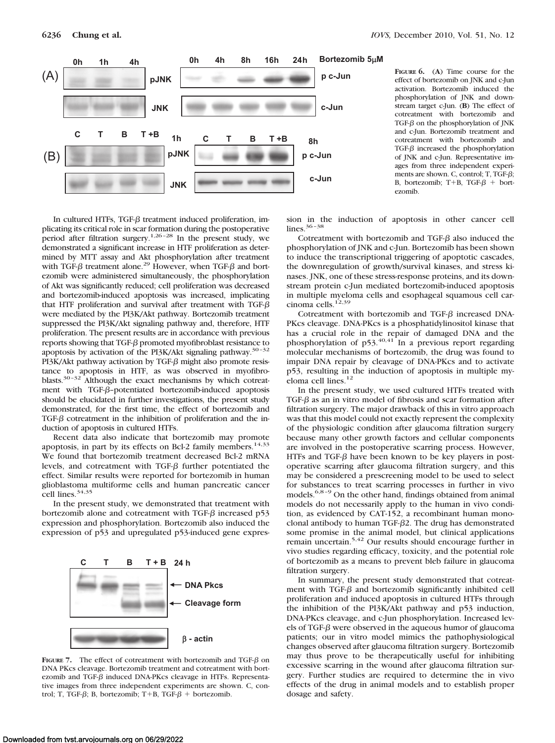**Figure 6.** (**A**) Time course for the effect of bortezomib on JNK and c-Jun activation. Bortezomib induced the phosphorylation of JNK and downstream target c-Jun. (**B**) The effect of cotreatment with bortezomib and TGF-β on the phosphorylation of JNK and c-Jun. Bortezomib treatment and cotreatment with bortezomib and TGF-β increased the phosphorylation of JNK and c-Jun. Representative images from three independent experiments are shown. C, control; T, TGF-β; B, bortezomib; T+B, TGF-β + bortezomib.

In cultured HTFs, TGF-β treatment induced proliferation, implicating its critical role in scar formation during the postoperative period after filtration surgery.[1,26–28] In the present study, we demonstrated a significant increase in HTF proliferation as determined by MTT assay and Akt phosphorylation after treatment with TGF-β treatment alone.[29] However, when TGF-β and bortezomib were administered simultaneously, the phosphorylation of Akt was significantly reduced; cell proliferation was decreased and bortezomib-induced apoptosis was increased, implicating that HTF proliferation and survival after treatment with TGF-β were mediated by the PI3K/Akt pathway. Bortezomib treatment suppressed the PI3K/Akt signaling pathway and, therefore, HTF proliferation. The present results are in accordance with previous reports showing that TGF-β promoted myofibroblast resistance to apoptosis by activation of the PI3K/Akt signaling pathway.[30–32] PI3K/Akt pathway activation by TGF-β might also promote resistance to apoptosis in HTF, as was observed in myofibroblasts.[30–32] Although the exact mechanisms by which cotreatment with TGF-β–potentiated bortezomib-induced apoptosis should be elucidated in further investigations, the present study demonstrated, for the first time, the effect of bortezomib and TGF-β cotreatment in the inhibition of proliferation and the induction of apoptosis in cultured HTFs.

Recent data also indicate that bortezomib may promote apoptosis, in part by its effects on Bcl-2 family members.[14,33] We found that bortezomib treatment decreased Bcl-2 mRNA levels, and cotreatment with TGF-β further potentiated the effect. Similar results were reported for bortezomib in human glioblastoma multiforme cells and human pancreatic cancer cell lines.[34,35]

In the present study, we demonstrated that treatment with bortezomib alone and cotreatment with TGF-β increased p53 expression and phosphorylation. Bortezomib also induced the expression of p53 and upregulated p53-induced gene expression in the induction of apoptosis in other cancer cell lines.[36–38]

Cotreatment with bortezomib and TGF-β also induced the phosphorylation of JNK and c-Jun. Bortezomib has been shown to induce the transcriptional triggering of apoptotic cascades, the downregulation of growth/survival kinases, and stress kinases. JNK, one of these stress-response proteins, and its downstream protein c-Jun mediated bortezomib-induced apoptosis in multiple myeloma cells and esophageal squamous cell carcinoma cells.[12,39]

Cotreatment with bortezomib and TGF-β increased DNA-PKcs cleavage. DNA-PKcs is a phosphatidylinositol kinase that has a crucial role in the repair of damaged DNA and the phosphorylation of p53.[40,41] In a previous report regarding molecular mechanisms of bortezomib, the drug was found to impair DNA repair by cleavage of DNA-PKcs and to activate p53, resulting in the induction of apoptosis in multiple myeloma cell lines.[12]

In the present study, we used cultured HTFs treated with TGF-β as an in vitro model of fibrosis and scar formation after filtration surgery. The major drawback of this in vitro approach was that this model could not exactly represent the complexity of the physiologic condition after glaucoma filtration surgery because many other growth factors and cellular components are involved in the postoperative scarring process. However, HTFs and TGF-β have been known to be key players in postoperative scarring after glaucoma filtration surgery, and this may be considered a prescreening model to be used to select for substances to treat scarring processes in further in vivo models.[6,8–9] On the other hand, findings obtained from animal models do not necessarily apply to the human in vivo condition, as evidenced by CAT-152, a recombinant human monoclonal antibody to human TGF-β2. The drug has demonstrated some promise in the animal model, but clinical applications remain uncertain.[5,42] Our results should encourage further in vivo studies regarding efficacy, toxicity, and the potential role of bortezomib as a means to prevent bleb failure in glaucoma filtration surgery.

In summary, the present study demonstrated that cotreatment with TGF-β and bortezomib significantly inhibited cell proliferation and induced apoptosis in cultured HTFs through the inhibition of the PI3K/Akt pathway and p53 induction, DNA-PKcs cleavage, and c-Jun phosphorylation. Increased levels of TGF-β were observed in the aqueous humor of glaucoma patients; our in vitro model mimics the pathophysiological changes observed after glaucoma filtration surgery. Bortezomib may thus prove to be therapeutically useful for inhibiting excessive scarring in the wound after glaucoma filtration surgery. Further studies are required to determine the in vivo effects of the drug in animal models and to establish proper dosage and safety.

**Figure 7.** The effect of cotreatment with bortezomib and TGF-β on DNA PKcs cleavage. Bortezomib treatment and cotreatment with bortezomib and TGF-β induced DNA-PKcs cleavage in HTFs. Representative images from three independent experiments are shown. C, control; T, TGF-β; B, bortezomib; T+B, TGF-β + bortezomib.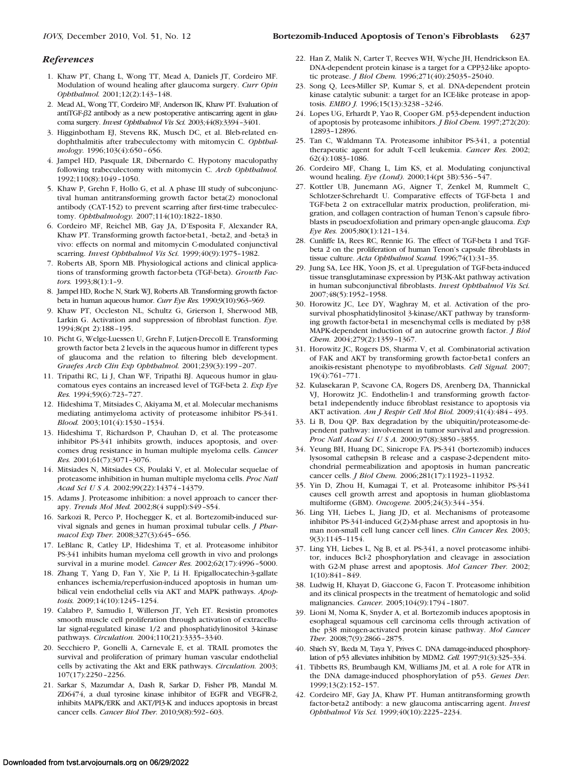## References

1. Khaw PT, Chang L, Wong TT, Mead A, Daniels JT, Cordeiro MF. Modulation of wound healing after glaucoma surgery. *Curr Opin Ophthalmol.* 2001;12(2):143–148.
2. Mead AL, Wong TT, Cordeiro MF, Anderson IK, Khaw PT. Evaluation of antiTGF-β2 antibody as a new postoperative antiscarring agent in glaucoma surgery. *Invest Ophthalmol Vis Sci.* 2003;44(8):3394–3401.
3. Higginbotham EJ, Stevens RK, Musch DC, et al. Bleb-related endophthalmitis after trabeculectomy with mitomycin C. *Ophthalmology.* 1996;103(4):650–656.
4. Jampel HD, Pasquale LR, Dibernardo C. Hypotony maculopathy following trabeculectomy with mitomycin C. *Arch Ophthalmol.* 1992;110(8):1049–1050.
5. Khaw PT, Grehn F, Hollo G, et al. A phase III study of subconjunctival human antitransforming growth factor beta(2) monoclonal antibody (CAT-152) to prevent scarring after first-time trabeculectomy. *Ophthalmology.* 2007;114(10):1822–1830.
6. Cordeiro MF, Reichel MB, Gay JA, D'Esposita F, Alexander RA, Khaw PT. Transforming growth factor-beta1, -beta2, and -beta3 in vivo: effects on normal and mitomycin C-modulated conjunctival scarring. *Invest Ophthalmol Vis Sci.* 1999;40(9):1975–1982.
7. Roberts AB, Sporn MB. Physiological actions and clinical applications of transforming growth factor-beta (TGF-beta). *Growth Factors.* 1993;8(1):1–9.
8. Jampel HD, Roche N, Stark WJ, Roberts AB. Transforming growth factor-beta in human aqueous humor. *Curr Eye Res.* 1990;9(10):963–969.
9. Khaw PT, Occleston NL, Schultz G, Grierson I, Sherwood MB, Larkin G. Activation and suppression of fibroblast function. *Eye.* 1994;8(pt 2):188–195.
10. Picht G, Welge-Luessen U, Grehn F, Lutjen-Drecoll E. Transforming growth factor beta 2 levels in the aqueous humor in different types of glaucoma and the relation to filtering bleb development. *Graefes Arch Clin Exp Ophthalmol.* 2001;239(3):199–207.
11. Tripathi RC, Li J, Chan WF, Tripathi BJ. Aqueous humor in glaucomatous eyes contains an increased level of TGF-beta 2. *Exp Eye Res.* 1994;59(6):723–727.
12. Hideshima T, Mitsiades C, Akiyama M, et al. Molecular mechanisms mediating antimyeloma activity of proteasome inhibitor PS-341. *Blood.* 2003;101(4):1530–1534.
13. Hideshima T, Richardson P, Chauhan D, et al. The proteasome inhibitor PS-341 inhibits growth, induces apoptosis, and overcomes drug resistance in human multiple myeloma cells. *Cancer Res.* 2001;61(7):3071–3076.
14. Mitsiades N, Mitsiades CS, Poulaki V, et al. Molecular sequelae of proteasome inhibition in human multiple myeloma cells. *Proc Natl Acad Sci U S A.* 2002;99(22):14374–14379.
15. Adams J. Proteasome inhibition: a novel approach to cancer therapy. *Trends Mol Med.* 2002;8(4 suppl):S49–S54.
16. Sarkozi R, Perco P, Hochegger K, et al. Bortezomib-induced survival signals and genes in human proximal tubular cells. *J Pharmacol Exp Ther.* 2008;327(3):645–656.
17. LeBlanc R, Catley LP, Hideshima T, et al. Proteasome inhibitor PS-341 inhibits human myeloma cell growth in vivo and prolongs survival in a murine model. *Cancer Res.* 2002;62(17):4996–5000.
18. Zhang T, Yang D, Fan Y, Xie P, Li H. Epigallocatechin-3-gallate enhances ischemia/reperfusion-induced apoptosis in human umbilical vein endothelial cells via AKT and MAPK pathways. *Apoptosis.* 2009;14(10):1245–1254.
19. Calabro P, Samudio I, Willerson JT, Yeh ET. Resistin promotes smooth muscle cell proliferation through activation of extracellular signal-regulated kinase 1/2 and phosphatidylinositol 3-kinase pathways. *Circulation.* 2004;110(21):3335–3340.
20. Secchiero P, Gonelli A, Carnevale E, et al. TRAIL promotes the survival and proliferation of primary human vascular endothelial cells by activating the Akt and ERK pathways. *Circulation.* 2003;107(17):2250–2256.
21. Sarkar S, Mazumdar A, Dash R, Sarkar D, Fisher PB, Mandal M. ZD6474, a dual tyrosine kinase inhibitor of EGFR and VEGFR-2, inhibits MAPK/ERK and AKT/PI3-K and induces apoptosis in breast cancer cells. *Cancer Biol Ther.* 2010;9(8):592–603.
22. Han Z, Malik N, Carter T, Reeves WH, Wyche JH, Hendrickson EA. DNA-dependent protein kinase is a target for a CPP32-like apoptotic protease. *J Biol Chem.* 1996;271(40):25035–25040.
23. Song Q, Lees-Miller SP, Kumar S, et al. DNA-dependent protein kinase catalytic subunit: a target for an ICE-like protease in apoptosis. *EMBO J.* 1996;15(13):3238–3246.
24. Lopes UG, Erhardt P, Yao R, Cooper GM. p53-dependent induction of apoptosis by proteasome inhibitors. *J Biol Chem.* 1997;272(20):12893–12896.
25. Tan C, Waldmann TA. Proteasome inhibitor PS-341, a potential therapeutic agent for adult T-cell leukemia. *Cancer Res.* 2002;62(4):1083–1086.
26. Cordeiro MF, Chang L, Lim KS, et al. Modulating conjunctival wound healing. *Eye (Lond).* 2000;14(pt 3B):536–547.
27. Kottler UB, Junemann AG, Aigner T, Zenkel M, Rummelt C, Schlotzer-Schrehardt U. Comparative effects of TGF-beta 1 and TGF-beta 2 on extracellular matrix production, proliferation, migration, and collagen contraction of human Tenon's capsule fibroblasts in pseudoexfoliation and primary open-angle glaucoma. *Exp Eye Res.* 2005;80(1):121–134.
28. Cunliffe IA, Rees RC, Rennie IG. The effect of TGF-beta 1 and TGF-beta 2 on the proliferation of human Tenon's capsule fibroblasts in tissue culture. *Acta Ophthalmol Scand.* 1996;74(1):31–35.
29. Jung SA, Lee HK, Yoon JS, et al. Upregulation of TGF-beta-induced tissue transglutaminase expression by PI3K-Akt pathway activation in human subconjunctival fibroblasts. *Invest Ophthalmol Vis Sci.* 2007;48(5):1952–1958.
30. Horowitz JC, Lee DY, Waghray M, et al. Activation of the pro-survival phosphatidylinositol 3-kinase/AKT pathway by transforming growth factor-beta1 in mesenchymal cells is mediated by p38 MAPK-dependent induction of an autocrine growth factor. *J Biol Chem.* 2004;279(2):1359–1367.
31. Horowitz JC, Rogers DS, Sharma V, et al. Combinatorial activation of FAK and AKT by transforming growth factor-beta1 confers an anoikis-resistant phenotype to myofibroblasts. *Cell Signal.* 2007;19(4):761–771.
32. Kulasekaran P, Scavone CA, Rogers DS, Arenberg DA, Thannickal VJ, Horowitz JC. Endothelin-1 and transforming growth factor-beta1 independently induce fibroblast resistance to apoptosis via AKT activation. *Am J Respir Cell Mol Biol.* 2009;41(4):484–493.
33. Li B, Dou QP. Bax degradation by the ubiquitin/proteasome-dependent pathway: involvement in tumor survival and progression. *Proc Natl Acad Sci U S A.* 2000;97(8):3850–3855.
34. Yeung BH, Huang DC, Sinicrope FA. PS-341 (bortezomib) induces lysosomal cathepsin B release and a caspase-2-dependent mitochondrial permeabilization and apoptosis in human pancreatic cancer cells. *J Biol Chem.* 2006;281(17):11923–11932.
35. Yin D, Zhou H, Kumagai T, et al. Proteasome inhibitor PS-341 causes cell growth arrest and apoptosis in human glioblastoma multiforme (GBM). *Oncogene.* 2005;24(3):344–354.
36. Ling YH, Liebes L, Jiang JD, et al. Mechanisms of proteasome inhibitor PS-341-induced G(2)-M-phase arrest and apoptosis in human non-small cell lung cancer cell lines. *Clin Cancer Res.* 2003;9(3):1145–1154.
37. Ling YH, Liebes L, Ng B, et al. PS-341, a novel proteasome inhibitor, induces Bcl-2 phosphorylation and cleavage in association with G2-M phase arrest and apoptosis. *Mol Cancer Ther.* 2002;1(10):841–849.
38. Ludwig H, Khayat D, Giaccone G, Facon T. Proteasome inhibition and its clinical prospects in the treatment of hematologic and solid malignancies. *Cancer.* 2005;104(9):1794–1807.
39. Lioni M, Noma K, Snyder A, et al. Bortezomib induces apoptosis in esophageal squamous cell carcinoma cells through activation of the p38 mitogen-activated protein kinase pathway. *Mol Cancer Ther.* 2008;7(9):2866–2875.
40. Shieh SY, Ikeda M, Taya Y, Prives C. DNA damage-induced phosphorylation of p53 alleviates inhibition by MDM2. *Cell.* 1997;91(3):325–334.
41. Tibbetts RS, Brumbaugh KM, Williams JM, et al. A role for ATR in the DNA damage-induced phosphorylation of p53. *Genes Dev.* 1999;13(2):152–157.
42. Cordeiro MF, Gay JA, Khaw PT. Human antitransforming growth factor-beta2 antibody: a new glaucoma antiscarring agent. *Invest Ophthalmol Vis Sci.* 1999;40(10):2225–2234.